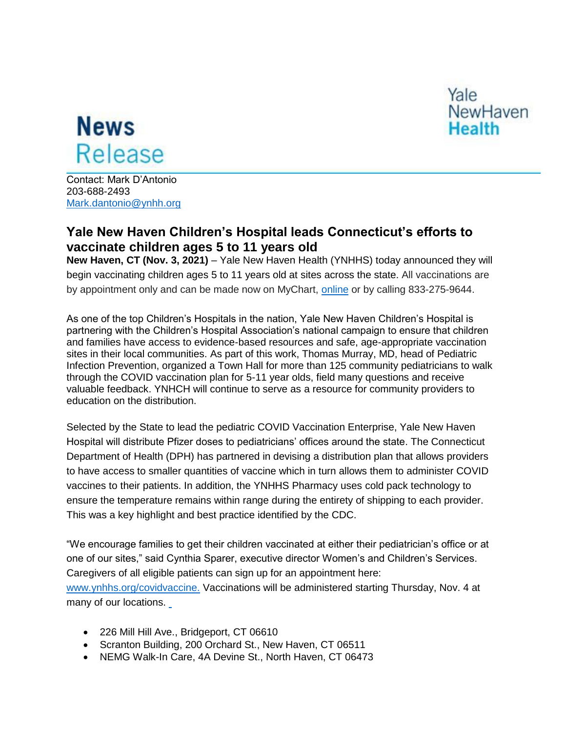**News Release**

Yale NewHaven Health

Contact: Mark D'Antonio
203-688-2493
Mark.dantonio@ynhh.org

## Yale New Haven Children's Hospital leads Connecticut's efforts to vaccinate children ages 5 to 11 years old

**New Haven, CT (Nov. 3, 2021)** – Yale New Haven Health (YNHHS) today announced they will begin vaccinating children ages 5 to 11 years old at sites across the state. All vaccinations are by appointment only and can be made now on MyChart, online or by calling 833-275-9644.

As one of the top Children's Hospitals in the nation, Yale New Haven Children's Hospital is partnering with the Children's Hospital Association's national campaign to ensure that children and families have access to evidence-based resources and safe, age-appropriate vaccination sites in their local communities. As part of this work, Thomas Murray, MD, head of Pediatric Infection Prevention, organized a Town Hall for more than 125 community pediatricians to walk through the COVID vaccination plan for 5-11 year olds, field many questions and receive valuable feedback. YNHCH will continue to serve as a resource for community providers to education on the distribution.

Selected by the State to lead the pediatric COVID Vaccination Enterprise, Yale New Haven Hospital will distribute Pfizer doses to pediatricians' offices around the state. The Connecticut Department of Health (DPH) has partnered in devising a distribution plan that allows providers to have access to smaller quantities of vaccine which in turn allows them to administer COVID vaccines to their patients. In addition, the YNHHS Pharmacy uses cold pack technology to ensure the temperature remains within range during the entirety of shipping to each provider. This was a key highlight and best practice identified by the CDC.

"We encourage families to get their children vaccinated at either their pediatrician's office or at one of our sites," said Cynthia Sparer, executive director Women's and Children's Services. Caregivers of all eligible patients can sign up for an appointment here: www.ynhhs.org/covidvaccine. Vaccinations will be administered starting Thursday, Nov. 4 at many of our locations.

- 226 Mill Hill Ave., Bridgeport, CT 06610
- Scranton Building, 200 Orchard St., New Haven, CT 06511
- NEMG Walk-In Care, 4A Devine St., North Haven, CT 06473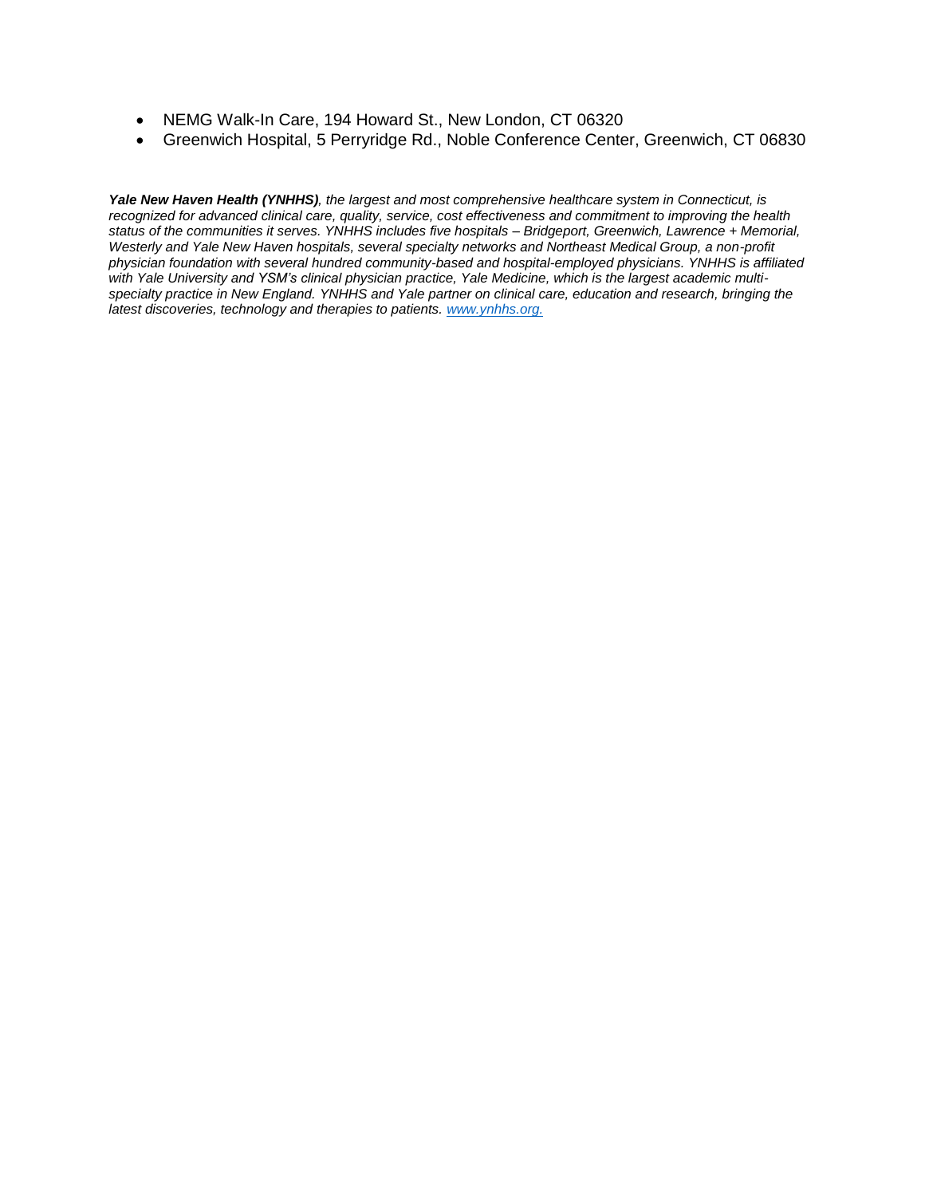- NEMG Walk-In Care, 194 Howard St., New London, CT 06320
- Greenwich Hospital, 5 Perryridge Rd., Noble Conference Center, Greenwich, CT 06830

***Yale New Haven Health (YNHHS)**, the largest and most comprehensive healthcare system in Connecticut, is recognized for advanced clinical care, quality, service, cost effectiveness and commitment to improving the health status of the communities it serves. YNHHS includes five hospitals – Bridgeport, Greenwich, Lawrence + Memorial, Westerly and Yale New Haven hospitals, several specialty networks and Northeast Medical Group, a non-profit physician foundation with several hundred community-based and hospital-employed physicians. YNHHS is affiliated with Yale University and YSM's clinical physician practice, Yale Medicine, which is the largest academic multi-specialty practice in New England. YNHHS and Yale partner on clinical care, education and research, bringing the latest discoveries, technology and therapies to patients. [www.ynhhs.org.](http://www.ynhhs.org)*